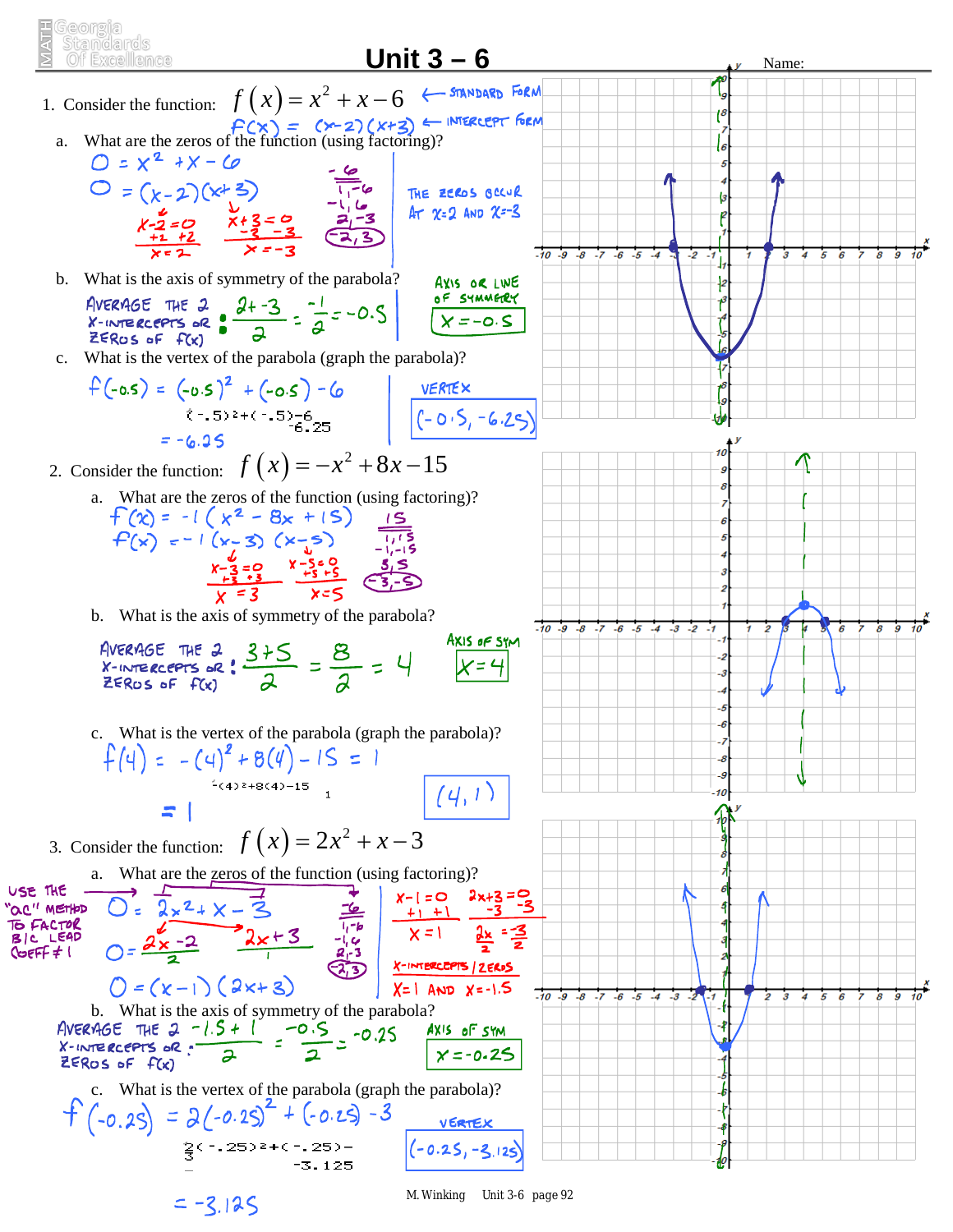# Unit 3 – 6

Name:

1. Consider the function: $f(x) = x^2 + x - 6$ ← STANDARD FORM

   $f(x) = (x-2)(x+3)$ ← INTERCEPT FORM

   a. What are the zeros of the function (using factoring)?

   $0 = x^2 + x - 6$

   $0 = (x-2)(x+3)$

   $x - 2 = 0$, $+2\ +2$, $x = 2$

   $x + 3 = 0$, $-3\ -3$, $x = -3$

   $-6$: $1, -6$; $-1, 6$; $2, -3$; $(-2, 3)$

   THE ZEROS OCCUR AT $x = 2$ AND $x = -3$

   b. What is the axis of symmetry of the parabola?

   AVERAGE THE 2 X-INTERCEPTS OR ZEROS OF $f(x)$: $\frac{2 + -3}{2} = \frac{-1}{2} = -0.5$

   AXIS OR LINE OF SYMMETRY: $x = -0.5$

   c. What is the vertex of the parabola (graph the parabola)?

   $f(-0.5) = (-0.5)^2 + (-0.5) - 6$

   (-.5)²+(-.5)-6
   -6.25

   $= -6.25$

   VERTEX: $(-0.5, -6.25)$

2. Consider the function: $f(x) = -x^2 + 8x - 15$

   a. What are the zeros of the function (using factoring)?

   $f(x) = -1(x^2 - 8x + 15)$

   $f(x) = -1(x-3)(x-5)$

   $x - 3 = 0$, $+3\ +3$, $x = 3$

   $x - 5 = 0$, $+5\ +5$, $x = 5$

   $15$: $1, 15$; $-1, -15$; $3, 5$; $(-3, -5)$

   b. What is the axis of symmetry of the parabola?

   AVERAGE THE 2 X-INTERCEPTS OR ZEROS OF $f(x)$: $\frac{3+5}{2} = \frac{8}{2} = 4$

   AXIS OF SYM: $x = 4$

   c. What is the vertex of the parabola (graph the parabola)?

   $f(4) = -(4)^2 + 8(4) - 15 = 1$

   -(4)²+8(4)-15
   1

   $= 1$

   $(4, 1)$

3. Consider the function: $f(x) = 2x^2 + x - 3$

   a. What are the zeros of the function (using factoring)?

   USE THE "AC" METHOD TO FACTOR B/C LEAD COEFF ≠ 1

   $0 = 2x^2 + x - 3$

   $0 = \frac{2x - 2}{2} \cdot \frac{2x + 3}{1}$

   $0 = (x-1)(2x+3)$

   $-6$: $1, -6$; $-1, 6$; $2, -3$; $(-2, 3)$

   $x - 1 = 0$, $+1\ +1$, $x = 1$

   $2x + 3 = 0$, $-3\ -3$, $\frac{2x}{2} = \frac{-3}{2}$

   X-INTERCEPTS / ZEROS: $x = 1$ AND $x = -1.5$

   b. What is the axis of symmetry of the parabola?

   AVERAGE THE 2 X-INTERCEPTS OR ZEROS OF $f(x)$: $\frac{-1.5 + 1}{2} = \frac{-0.5}{2} = -0.25$

   AXIS OF SYM: $x = -0.25$

   c. What is the vertex of the parabola (graph the parabola)?

   $f(-0.25) = 2(-0.25)^2 + (-0.25) - 3$

   2(-.25)²+(-.25)-3
   -3.125

   $= -3.125$

   VERTEX: $(-0.25, -3.125)$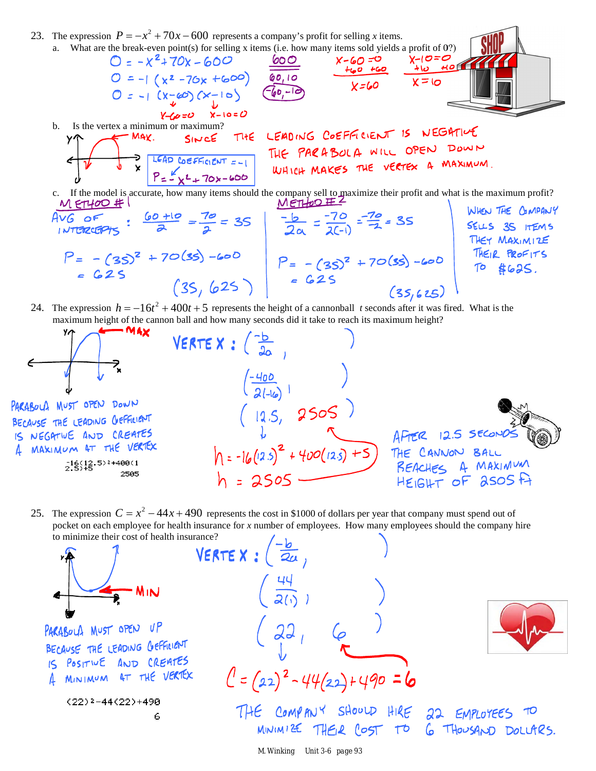23. The expression $P = -x^2 + 70x - 600$ represents a company's profit for selling $x$ items.

a. What are the break-even point(s) for selling x items (i.e. how many items sold yields a profit of 0?)

$0 = -x^2 + 70x - 600$

$0 = -1(x^2 - 70x + 600)$

$0 = -1(x-60)(x-10)$

$x - 60 = 0 \qquad x - 10 = 0$

600
60, 10
(−60, −10)

$x - 60 = 0$
$+60 \quad +60$
$x = 60$

$x - 10 = 0$
$+10 \quad +10$
$x = 10$

b. Is the vertex a minimum or maximum?

MAX.

LEAD COEFFICIENT = −1
$P = -x^2 + 70x - 600$

SINCE THE LEADING COEFFICIENT IS NEGATIVE THE PARABOLA WILL OPEN DOWN WHICH MAKES THE VERTEX A MAXIMUM.

c. If the model is accurate, how many items should the company sell to maximize their profit and what is the maximum profit?

METHOD #1

AVG OF INTERCEPTS: $\frac{60+10}{2} = \frac{70}{2} = 35$

$P = -(35)^2 + 70(35) - 600$
$= 625$

(35, 625)

METHOD #2

$\frac{-b}{2a} = \frac{-70}{2(-1)} = \frac{-70}{-2} = 35$

$P = -(35)^2 + 70(35) - 600$
$= 625$

(35, 625)

WHEN THE COMPANY SELLS 35 ITEMS THEY MAXIMIZE THEIR PROFITS TO $625.

24. The expression $h = -16t^2 + 400t + 5$ represents the height of a cannonball $t$ seconds after it was fired. What is the maximum height of the cannon ball and how many seconds did it take to reach its maximum height?

MAX

PARABOLA MUST OPEN DOWN BECAUSE THE LEADING COEFFICIENT IS NEGATIVE AND CREATES A MAXIMUM AT THE VERTEX

-16(12.5)²+400(12.5)+5
2505

VERTEX: $\left(\frac{-b}{2a}, \quad \right)$

$\left(\frac{-400}{2(-16)}, \quad \right)$

$(12.5, \ 2505)$

$h = -16(12.5)^2 + 400(12.5) + 5$

$h = 2505$

AFTER 12.5 SECONDS THE CANNON BALL REACHES A MAXIMUM HEIGHT OF 2505 ft

25. The expression $C = x^2 - 44x + 490$ represents the cost in $1000 of dollars per year that company must spend out of pocket on each employee for health insurance for $x$ number of employees. How many employees should the company hire to minimize their cost of health insurance?

MIN

PARABOLA MUST OPEN UP BECAUSE THE LEADING COEFFICIENT IS POSITIVE AND CREATES A MINIMUM AT THE VERTEX

(22)²-44(22)+490
6

VERTEX: $\left(\frac{-b}{2a}, \quad \right)$

$\left(\frac{44}{2(1)}, \quad \right)$

$(22, \ 6)$

$C = (22)^2 - 44(22) + 490 = 6$

THE COMPANY SHOULD HIRE 22 EMPLOYEES TO MINIMIZE THEIR COST TO 6 THOUSAND DOLLARS.